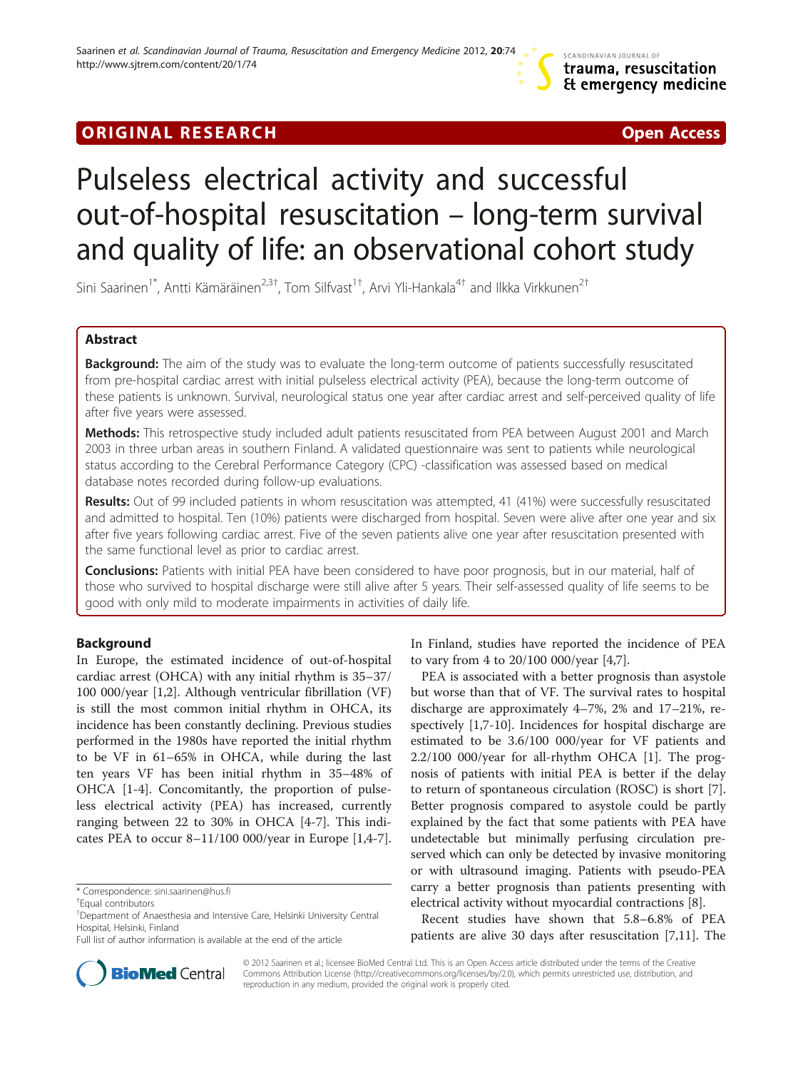ORIGINAL RESEARCH Open Access

# Pulseless electrical activity and successful out-of-hospital resuscitation – long-term survival and quality of life: an observational cohort study

Sini Saarinen[1*], Antti Kämäräinen[2,3†], Tom Silfvast[1†], Arvi Yli-Hankala[4†] and Ilkka Virkkunen[2†]

## Abstract

**Background:** The aim of the study was to evaluate the long-term outcome of patients successfully resuscitated from pre-hospital cardiac arrest with initial pulseless electrical activity (PEA), because the long-term outcome of these patients is unknown. Survival, neurological status one year after cardiac arrest and self-perceived quality of life after five years were assessed.

**Methods:** This retrospective study included adult patients resuscitated from PEA between August 2001 and March 2003 in three urban areas in southern Finland. A validated questionnaire was sent to patients while neurological status according to the Cerebral Performance Category (CPC) -classification was assessed based on medical database notes recorded during follow-up evaluations.

**Results:** Out of 99 included patients in whom resuscitation was attempted, 41 (41%) were successfully resuscitated and admitted to hospital. Ten (10%) patients were discharged from hospital. Seven were alive after one year and six after five years following cardiac arrest. Five of the seven patients alive one year after resuscitation presented with the same functional level as prior to cardiac arrest.

**Conclusions:** Patients with initial PEA have been considered to have poor prognosis, but in our material, half of those who survived to hospital discharge were still alive after 5 years. Their self-assessed quality of life seems to be good with only mild to moderate impairments in activities of daily life.

## Background

In Europe, the estimated incidence of out-of-hospital cardiac arrest (OHCA) with any initial rhythm is 35–37/100 000/year [1,2]. Although ventricular fibrillation (VF) is still the most common initial rhythm in OHCA, its incidence has been constantly declining. Previous studies performed in the 1980s have reported the initial rhythm to be VF in 61–65% in OHCA, while during the last ten years VF has been initial rhythm in 35–48% of OHCA [1-4]. Concomitantly, the proportion of pulseless electrical activity (PEA) has increased, currently ranging between 22 to 30% in OHCA [4-7]. This indicates PEA to occur 8–11/100 000/year in Europe [1,4-7]. In Finland, studies have reported the incidence of PEA to vary from 4 to 20/100 000/year [4,7].

PEA is associated with a better prognosis than asystole but worse than that of VF. The survival rates to hospital discharge are approximately 4–7%, 2% and 17–21%, respectively [1,7-10]. Incidences for hospital discharge are estimated to be 3.6/100 000/year for VF patients and 2.2/100 000/year for all-rhythm OHCA [1]. The prognosis of patients with initial PEA is better if the delay to return of spontaneous circulation (ROSC) is short [7]. Better prognosis compared to asystole could be partly explained by the fact that some patients with PEA have undetectable but minimally perfusing circulation preserved which can only be detected by invasive monitoring or with ultrasound imaging. Patients with pseudo-PEA carry a better prognosis than patients presenting with electrical activity without myocardial contractions [8].

Recent studies have shown that 5.8–6.8% of PEA patients are alive 30 days after resuscitation [7,11]. The

\* Correspondence: sini.saarinen@hus.fi
†Equal contributors
[1]Department of Anaesthesia and Intensive Care, Helsinki University Central Hospital, Helsinki, Finland
Full list of author information is available at the end of the article

© 2012 Saarinen et al.; licensee BioMed Central Ltd. This is an Open Access article distributed under the terms of the Creative Commons Attribution License (http://creativecommons.org/licenses/by/2.0), which permits unrestricted use, distribution, and reproduction in any medium, provided the original work is properly cited.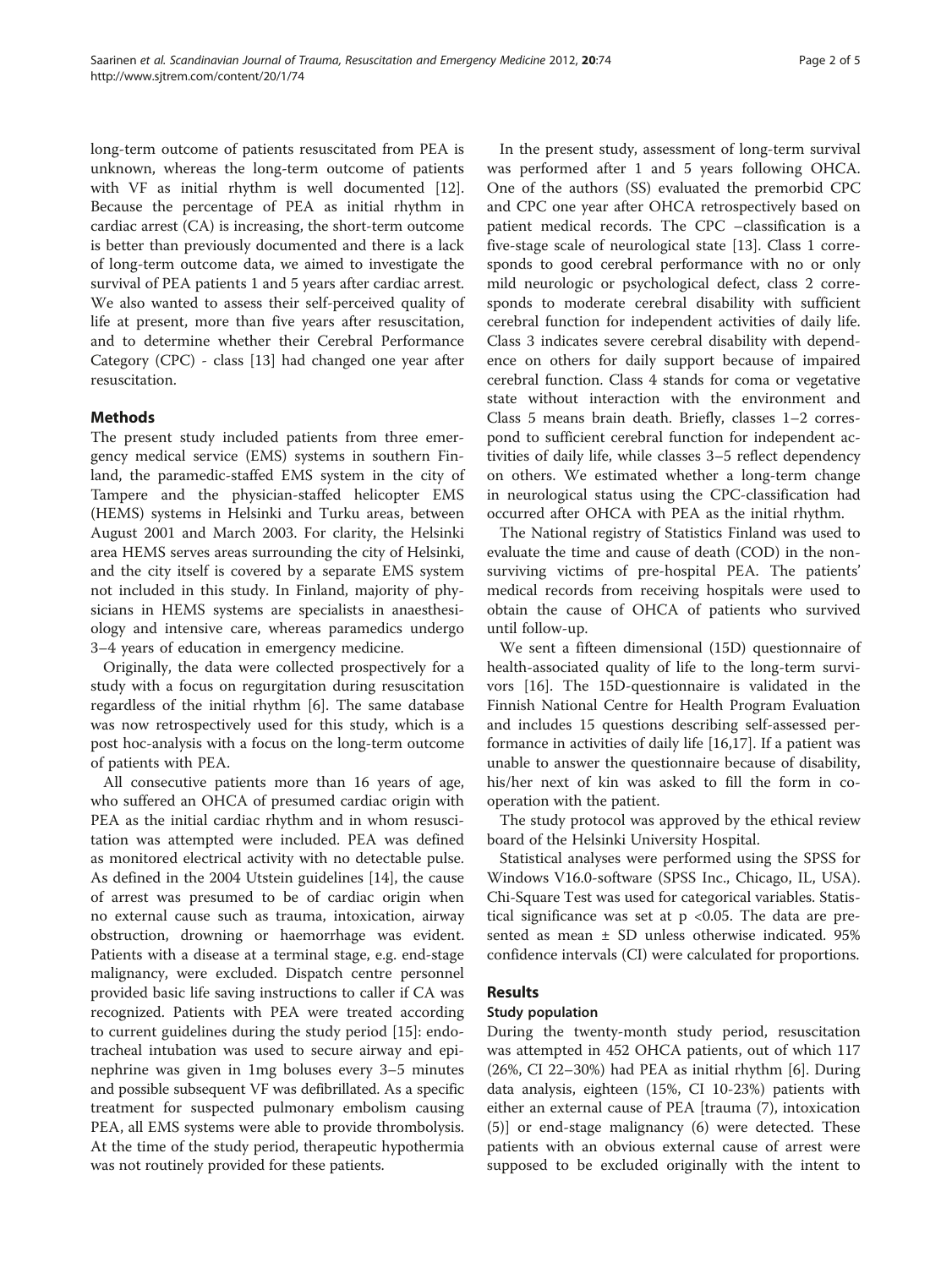long-term outcome of patients resuscitated from PEA is unknown, whereas the long-term outcome of patients with VF as initial rhythm is well documented [12]. Because the percentage of PEA as initial rhythm in cardiac arrest (CA) is increasing, the short-term outcome is better than previously documented and there is a lack of long-term outcome data, we aimed to investigate the survival of PEA patients 1 and 5 years after cardiac arrest. We also wanted to assess their self-perceived quality of life at present, more than five years after resuscitation, and to determine whether their Cerebral Performance Category (CPC) - class [13] had changed one year after resuscitation.

## Methods

The present study included patients from three emergency medical service (EMS) systems in southern Finland, the paramedic-staffed EMS system in the city of Tampere and the physician-staffed helicopter EMS (HEMS) systems in Helsinki and Turku areas, between August 2001 and March 2003. For clarity, the Helsinki area HEMS serves areas surrounding the city of Helsinki, and the city itself is covered by a separate EMS system not included in this study. In Finland, majority of physicians in HEMS systems are specialists in anaesthesiology and intensive care, whereas paramedics undergo 3–4 years of education in emergency medicine.

Originally, the data were collected prospectively for a study with a focus on regurgitation during resuscitation regardless of the initial rhythm [6]. The same database was now retrospectively used for this study, which is a post hoc-analysis with a focus on the long-term outcome of patients with PEA.

All consecutive patients more than 16 years of age, who suffered an OHCA of presumed cardiac origin with PEA as the initial cardiac rhythm and in whom resuscitation was attempted were included. PEA was defined as monitored electrical activity with no detectable pulse. As defined in the 2004 Utstein guidelines [14], the cause of arrest was presumed to be of cardiac origin when no external cause such as trauma, intoxication, airway obstruction, drowning or haemorrhage was evident. Patients with a disease at a terminal stage, e.g. end-stage malignancy, were excluded. Dispatch centre personnel provided basic life saving instructions to caller if CA was recognized. Patients with PEA were treated according to current guidelines during the study period [15]: endotracheal intubation was used to secure airway and epinephrine was given in 1mg boluses every 3–5 minutes and possible subsequent VF was defibrillated. As a specific treatment for suspected pulmonary embolism causing PEA, all EMS systems were able to provide thrombolysis. At the time of the study period, therapeutic hypothermia was not routinely provided for these patients.

In the present study, assessment of long-term survival was performed after 1 and 5 years following OHCA. One of the authors (SS) evaluated the premorbid CPC and CPC one year after OHCA retrospectively based on patient medical records. The CPC –classification is a five-stage scale of neurological state [13]. Class 1 corresponds to good cerebral performance with no or only mild neurologic or psychological defect, class 2 corresponds to moderate cerebral disability with sufficient cerebral function for independent activities of daily life. Class 3 indicates severe cerebral disability with dependence on others for daily support because of impaired cerebral function. Class 4 stands for coma or vegetative state without interaction with the environment and Class 5 means brain death. Briefly, classes 1–2 correspond to sufficient cerebral function for independent activities of daily life, while classes 3–5 reflect dependency on others. We estimated whether a long-term change in neurological status using the CPC-classification had occurred after OHCA with PEA as the initial rhythm.

The National registry of Statistics Finland was used to evaluate the time and cause of death (COD) in the non-surviving victims of pre-hospital PEA. The patients' medical records from receiving hospitals were used to obtain the cause of OHCA of patients who survived until follow-up.

We sent a fifteen dimensional (15D) questionnaire of health-associated quality of life to the long-term survivors [16]. The 15D-questionnaire is validated in the Finnish National Centre for Health Program Evaluation and includes 15 questions describing self-assessed performance in activities of daily life [16,17]. If a patient was unable to answer the questionnaire because of disability, his/her next of kin was asked to fill the form in co-operation with the patient.

The study protocol was approved by the ethical review board of the Helsinki University Hospital.

Statistical analyses were performed using the SPSS for Windows V16.0-software (SPSS Inc., Chicago, IL, USA). Chi-Square Test was used for categorical variables. Statistical significance was set at $p < 0.05$. The data are presented as mean ± SD unless otherwise indicated. 95% confidence intervals (CI) were calculated for proportions.

## Results

### Study population

During the twenty-month study period, resuscitation was attempted in 452 OHCA patients, out of which 117 (26%, CI 22–30%) had PEA as initial rhythm [6]. During data analysis, eighteen (15%, CI 10-23%) patients with either an external cause of PEA [trauma (7), intoxication (5)] or end-stage malignancy (6) were detected. These patients with an obvious external cause of arrest were supposed to be excluded originally with the intent to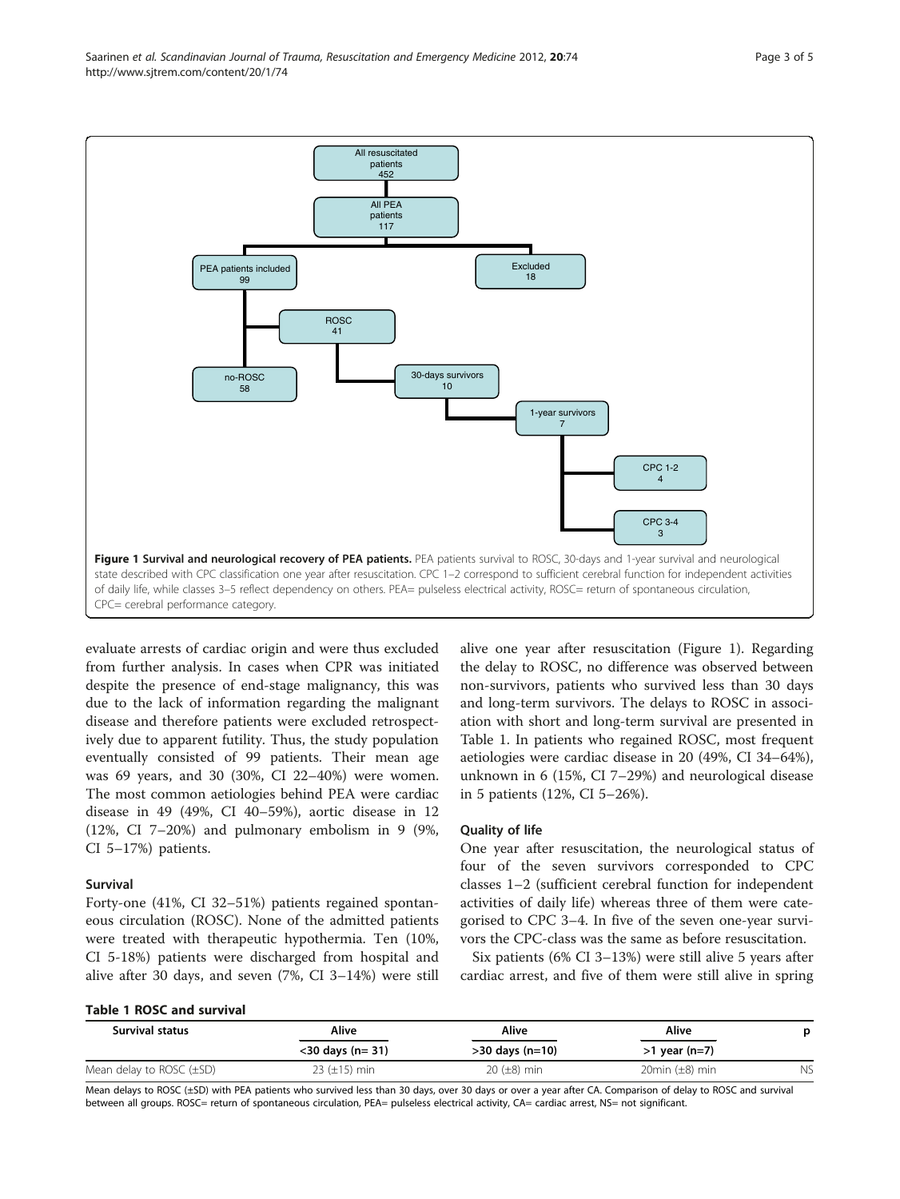**Figure 1 Survival and neurological recovery of PEA patients.** PEA patients survival to ROSC, 30-days and 1-year survival and neurological state described with CPC classification one year after resuscitation. CPC 1–2 correspond to sufficient cerebral function for independent activities of daily life, while classes 3–5 reflect dependency on others. PEA= pulseless electrical activity, ROSC= return of spontaneous circulation, CPC= cerebral performance category.

evaluate arrests of cardiac origin and were thus excluded from further analysis. In cases when CPR was initiated despite the presence of end-stage malignancy, this was due to the lack of information regarding the malignant disease and therefore patients were excluded retrospectively due to apparent futility. Thus, the study population eventually consisted of 99 patients. Their mean age was 69 years, and 30 (30%, CI 22–40%) were women. The most common aetiologies behind PEA were cardiac disease in 49 (49%, CI 40–59%), aortic disease in 12 (12%, CI 7–20%) and pulmonary embolism in 9 (9%, CI 5–17%) patients.

## Survival

Forty-one (41%, CI 32–51%) patients regained spontaneous circulation (ROSC). None of the admitted patients were treated with therapeutic hypothermia. Ten (10%, CI 5-18%) patients were discharged from hospital and alive after 30 days, and seven (7%, CI 3–14%) were still alive one year after resuscitation (Figure 1). Regarding the delay to ROSC, no difference was observed between non-survivors, patients who survived less than 30 days and long-term survivors. The delays to ROSC in association with short and long-term survival are presented in Table 1. In patients who regained ROSC, most frequent aetiologies were cardiac disease in 20 (49%, CI 34–64%), unknown in 6 (15%, CI 7–29%) and neurological disease in 5 patients (12%, CI 5–26%).

## Quality of life

One year after resuscitation, the neurological status of four of the seven survivors corresponded to CPC classes 1–2 (sufficient cerebral function for independent activities of daily life) whereas three of them were categorised to CPC 3–4. In five of the seven one-year survivors the CPC-class was the same as before resuscitation.

Six patients (6% CI 3–13%) were still alive 5 years after cardiac arrest, and five of them were still alive in spring

**Table 1 ROSC and survival**

| Survival status | Alive | Alive | Alive | p |
|---|---|---|---|---|
| | <30 days (n= 31) | >30 days (n=10) | >1 year (n=7) | |
| Mean delay to ROSC (±SD) | 23 (±15) min | 20 (±8) min | 20min (±8) min | NS |

Mean delays to ROSC (±SD) with PEA patients who survived less than 30 days, over 30 days or over a year after CA. Comparison of delay to ROSC and survival between all groups. ROSC= return of spontaneous circulation, PEA= pulseless electrical activity, CA= cardiac arrest, NS= not significant.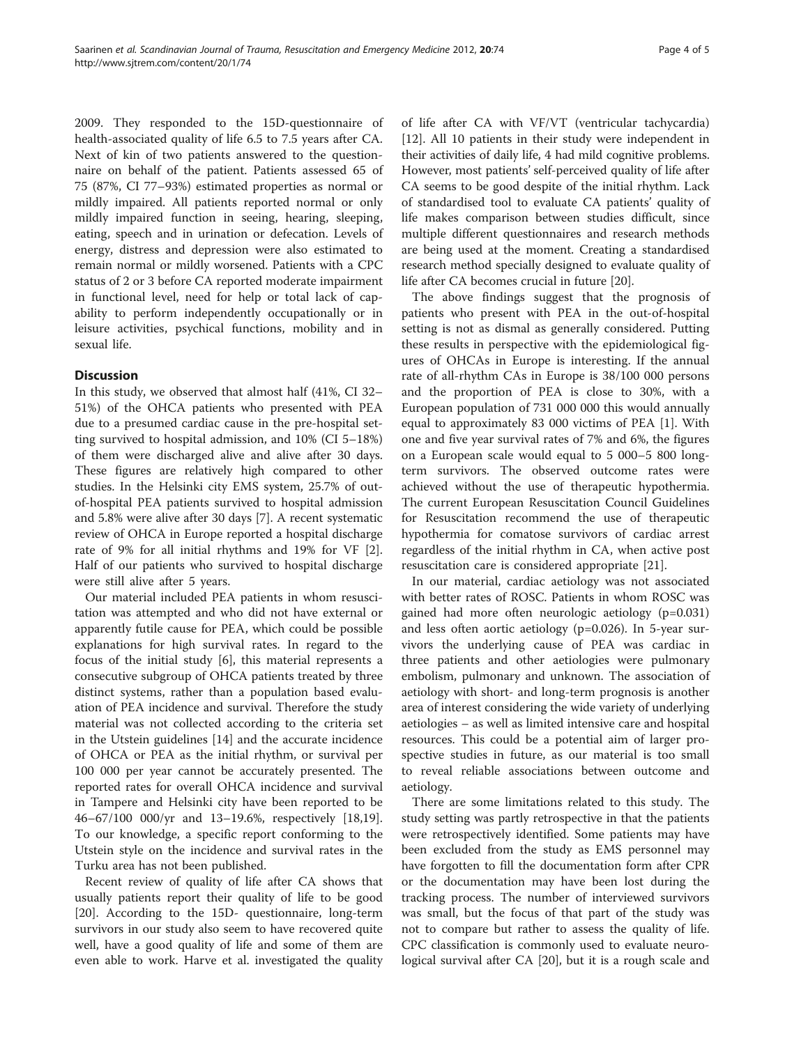2009. They responded to the 15D-questionnaire of health-associated quality of life 6.5 to 7.5 years after CA. Next of kin of two patients answered to the questionnaire on behalf of the patient. Patients assessed 65 of 75 (87%, CI 77–93%) estimated properties as normal or mildly impaired. All patients reported normal or only mildly impaired function in seeing, hearing, sleeping, eating, speech and in urination or defecation. Levels of energy, distress and depression were also estimated to remain normal or mildly worsened. Patients with a CPC status of 2 or 3 before CA reported moderate impairment in functional level, need for help or total lack of capability to perform independently occupationally or in leisure activities, psychical functions, mobility and in sexual life.

## Discussion

In this study, we observed that almost half (41%, CI 32–51%) of the OHCA patients who presented with PEA due to a presumed cardiac cause in the pre-hospital setting survived to hospital admission, and 10% (CI 5–18%) of them were discharged alive and alive after 30 days. These figures are relatively high compared to other studies. In the Helsinki city EMS system, 25.7% of out-of-hospital PEA patients survived to hospital admission and 5.8% were alive after 30 days [7]. A recent systematic review of OHCA in Europe reported a hospital discharge rate of 9% for all initial rhythms and 19% for VF [2]. Half of our patients who survived to hospital discharge were still alive after 5 years.

Our material included PEA patients in whom resuscitation was attempted and who did not have external or apparently futile cause for PEA, which could be possible explanations for high survival rates. In regard to the focus of the initial study [6], this material represents a consecutive subgroup of OHCA patients treated by three distinct systems, rather than a population based evaluation of PEA incidence and survival. Therefore the study material was not collected according to the criteria set in the Utstein guidelines [14] and the accurate incidence of OHCA or PEA as the initial rhythm, or survival per 100 000 per year cannot be accurately presented. The reported rates for overall OHCA incidence and survival in Tampere and Helsinki city have been reported to be 46–67/100 000/yr and 13–19.6%, respectively [18,19]. To our knowledge, a specific report conforming to the Utstein style on the incidence and survival rates in the Turku area has not been published.

Recent review of quality of life after CA shows that usually patients report their quality of life to be good [20]. According to the 15D- questionnaire, long-term survivors in our study also seem to have recovered quite well, have a good quality of life and some of them are even able to work. Harve et al. investigated the quality of life after CA with VF/VT (ventricular tachycardia) [12]. All 10 patients in their study were independent in their activities of daily life, 4 had mild cognitive problems. However, most patients' self-perceived quality of life after CA seems to be good despite of the initial rhythm. Lack of standardised tool to evaluate CA patients' quality of life makes comparison between studies difficult, since multiple different questionnaires and research methods are being used at the moment. Creating a standardised research method specially designed to evaluate quality of life after CA becomes crucial in future [20].

The above findings suggest that the prognosis of patients who present with PEA in the out-of-hospital setting is not as dismal as generally considered. Putting these results in perspective with the epidemiological figures of OHCAs in Europe is interesting. If the annual rate of all-rhythm CAs in Europe is 38/100 000 persons and the proportion of PEA is close to 30%, with a European population of 731 000 000 this would annually equal to approximately 83 000 victims of PEA [1]. With one and five year survival rates of 7% and 6%, the figures on a European scale would equal to 5 000–5 800 long-term survivors. The observed outcome rates were achieved without the use of therapeutic hypothermia. The current European Resuscitation Council Guidelines for Resuscitation recommend the use of therapeutic hypothermia for comatose survivors of cardiac arrest regardless of the initial rhythm in CA, when active post resuscitation care is considered appropriate [21].

In our material, cardiac aetiology was not associated with better rates of ROSC. Patients in whom ROSC was gained had more often neurologic aetiology (p=0.031) and less often aortic aetiology (p=0.026). In 5-year survivors the underlying cause of PEA was cardiac in three patients and other aetiologies were pulmonary embolism, pulmonary and unknown. The association of aetiology with short- and long-term prognosis is another area of interest considering the wide variety of underlying aetiologies – as well as limited intensive care and hospital resources. This could be a potential aim of larger prospective studies in future, as our material is too small to reveal reliable associations between outcome and aetiology.

There are some limitations related to this study. The study setting was partly retrospective in that the patients were retrospectively identified. Some patients may have been excluded from the study as EMS personnel may have forgotten to fill the documentation form after CPR or the documentation may have been lost during the tracking process. The number of interviewed survivors was small, but the focus of that part of the study was not to compare but rather to assess the quality of life. CPC classification is commonly used to evaluate neurological survival after CA [20], but it is a rough scale and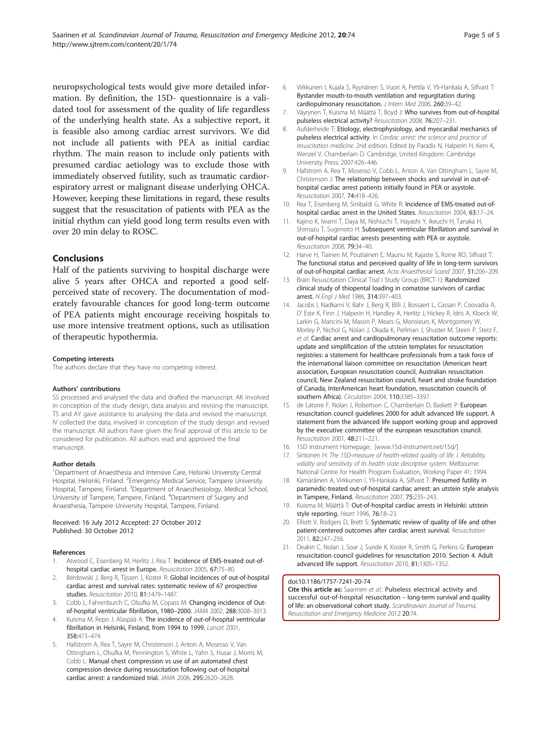neuropsychological tests would give more detailed information. By definition, the 15D- questionnaire is a validated tool for assessment of the quality of life regardless of the underlying health state. As a subjective report, it is feasible also among cardiac arrest survivors. We did not include all patients with PEA as initial cardiac rhythm. The main reason to include only patients with presumed cardiac aetiology was to exclude those with immediately observed futility, such as traumatic cardiorespiratory arrest or malignant disease underlying OHCA. However, keeping these limitations in regard, these results suggest that the resuscitation of patients with PEA as the initial rhythm can yield good long term results even with over 20 min delay to ROSC.

## Conclusions

Half of the patients surviving to hospital discharge were alive 5 years after OHCA and reported a good self-perceived state of recovery. The documentation of moderately favourable chances for good long-term outcome of PEA patients might encourage receiving hospitals to use more intensive treatment options, such as utilisation of therapeutic hypothermia.

#### Competing interests

The authors declare that they have no competing interest.

#### Authors' contributions

SS processed and analysed the data and drafted the manuscript. AK involved in conception of the study design, data analysis and revising the manuscript. TS and AY gave assistance to analysing the data and revised the manuscript. IV collected the data, involved in conception of the study design and revised the manuscript. All authors have given the final approval of this article to be considered for publication. All authors read and approved the final manuscript.

#### Author details

[1]Department of Anaesthesia and Intensive Care, Helsinki University Central Hospital, Helsinki, Finland. [2]Emergency Medical Service, Tampere University Hospital, Tampere, Finland. [3]Department of Anaesthesiology, Medical School, University of Tampere, Tampere, Finland. [4]Department of Surgery and Anaesthesia, Tampere University Hospital, Tampere, Finland.

Received: 16 July 2012 Accepted: 27 October 2012
Published: 30 October 2012

#### References

1. Atwood C, Eisenberg M, Herlitz J, Rea T: **Incidence of EMS-treated out-of-hospital cardiac arrest in Europe.** *Resuscitation* 2005, **67:**75–80.
2. Berdowski J, Berg R, Tijssen J, Koster R: **Global incidences of out-of-hospital cardiac arrest and survival rates: systematic review of 67 prospective studies.** *Resuscitation* 2010, **81:**1479–1487.
3. Cobb L, Fahrenburch C, Olsufka M, Copass M: **Changing incidence of Out-of-hospital ventricular fibrillation, 1980–2000.** *JAMA* 2002, **288:**3008–3013.
4. Kuisma M, Repo J, Alaspää A: **The incidence of out-of-hospital ventricular fibrillation in Helsinki, Finland, from 1994 to 1999.** *Lancet* 2001, **358:**473–474.
5. Hallstrom A, Rea T, Sayre M, Christenson J, Anton A, Mosesso V, Van Ottingham L, Olsufka M, Pennington S, White L, Yahn S, Husar J, Morris M, Cobb L: **Manual chest compression vs use of an automated chest compression device during resuscitation following out-of-hospital cardiac arrest: a randomized trial.** *JAMA* 2006, **295:**2620–2628.
6. Virkkunen I, Kujala S, Ryynänen S, Vuori A, Pettila V, Yli-Hankala A, Silfvast T: **Bystander mouth-to-mouth ventilation and regurgitation during cardiopulmonary resuscitation.** *J Intern Med* 2006, **260:**39–42.
7. Väyrynen T, Kuisma M, Määttä T, Boyd J: **Who survives from out-of-hospital pulseless electrical activity?** *Resuscitation* 2008, **76:**207–231.
8. Aufderheide T: **Etiology, electrophysiology, and myocardial mechanics of pulseless electrical activity.** In *Cardiac arrest: the science and practice of resuscitation medicine.* 2nd edition. Edited by Paradis N, Halperin H, Kern K, Wenzel V, Chamberlain D. Cambridge, United Kingdom: Cambridge University Press; 2007:426–446.
9. Hallstrom A, Rea T, Mosesso V, Cobb L, Anton A, Van Ottingham L, Sayre M, Christenson J: **The relationship between shocks and survival in out-of-hospital cardiac arrest patients initially found in PEA or asystole.** *Resuscitation* 2007, **74:**418–426.
10. Rea T, Eisenberg M, Sinibaldi G, White R: **Incidence of EMS-treated out-of-hospital cardiac arrest in the United States.** *Resuscitation* 2004, **63:**17–24.
11. Kajino K, Iwami T, Daya M, Nishiuchi T, Hayashi Y, Ikeuchi H, Tanaka H, Shimazu T, Sugimoto H: **Subsequent ventricular fibrillation and survival in out-of-hospital cardiac arrests presenting with PEA or asystole.** *Resuscitation* 2008, **79:**34–40.
12. Harve H, Tiainen M, Poutiainen E, Maunu M, Kajaste S, Roine RO, Silfvast T: **The functional status and perceived quality of life in long-term survivors of out-of-hospital cardiac arrest.** *Acta Anaesthesiol Scand* 2007, **51:**206–209.
13. Brain Resuscitation Clinical Trial I Study Group (BRCT-1): **Randomized clinical study of thiopental loading in comatose survivors of cardiac arrest.** *N Engl J Med* 1986, **314:**397–403.
14. Jacobs I, Nadkarni V, Bahr J, Berg R, Billi J, Bossaert L, Cassan P, Coovadia A, D' Este K, Finn J, Halperin H, Handley A, Herlitz J, Hickey R, Idris A, Kloeck W, Larkin G, Mancini M, Mason P, Mears G, Monsieurs K, Montgomery W, Morley P, Nichol G, Nolan J, Okada K, Perlman J, Shuster M, Steen P, Sterz F, *et al*: **Cardiac arrest and cardiopulmonary resuscitation outcome reports: update and simplification of the utstein templates for resuscitation registries: a statement for healthcare professionals from a task force of the international liaison committee on resuscitation (American heart association, European resuscitation council, Australian resuscitation council, New Zealand resuscitation council, heart and stroke foundation of Canada, InterAmerican heart foundation, resuscitation councils of southern Africa).** *Circulation* 2004, **110:**3385–3397.
15. de Latorre F, Nolan J, Robertson C, Chamberlain D, Baskett P: **European resuscitation council guidelines 2000 for adult advanced life support. A statement from the advanced life support working group and approved by the executive committee of the european resuscitation council.** *Resuscitation* 2001, **48:**211–221.
16. 15D Instrument Homepage; [www.15d-instrument.net/15d/]
17. Sintonen H: *The 15D-measure of health-related quality of life. I. Reliability, validity and sensitivity of its health state descriptive system.* Melbourne: National Centre for Health Program Evaluation, Working Paper 41; 1994.
18. Kämäräinen A, Virkkunen I, Yli-Hankala A, Silfvast T: **Presumed futility in paramedic-treated out-of-hospital cardiac arrest: an utstein style analysis in Tampere, Finland.** *Resuscitation* 2007, **75:**235–243.
19. Kuisma M, Määttä T: **Out-of-hospital cardiac arrests in Helsinki: utstein style reporting.** *Heart* 1996, **76:**18–23.
20. Elliott V, Rodgers D, Brett S: **Systematic review of quality of life and other patient-centered outcomes after cardiac arrest survival.** *Resuscitation* 2011, **82:**247–256.
21. Deakin C, Nolan J, Soar J, Sunde K, Koster R, Smith G, Perkins G: **European resuscitation council guidelines for resuscitation 2010. Section 4. Adult advanced life support.** *Resuscitation* 2010, **81:**1305–1352.

doi:10.1186/1757-7241-20-74

**Cite this article as:** Saarinen *et al.*: Pulseless electrical activity and successful out-of-hospital resuscitation – long-term survival and quality of life: an observational cohort study. *Scandinavian Journal of Trauma, Resuscitation and Emergency Medicine* 2012 **20**:74.